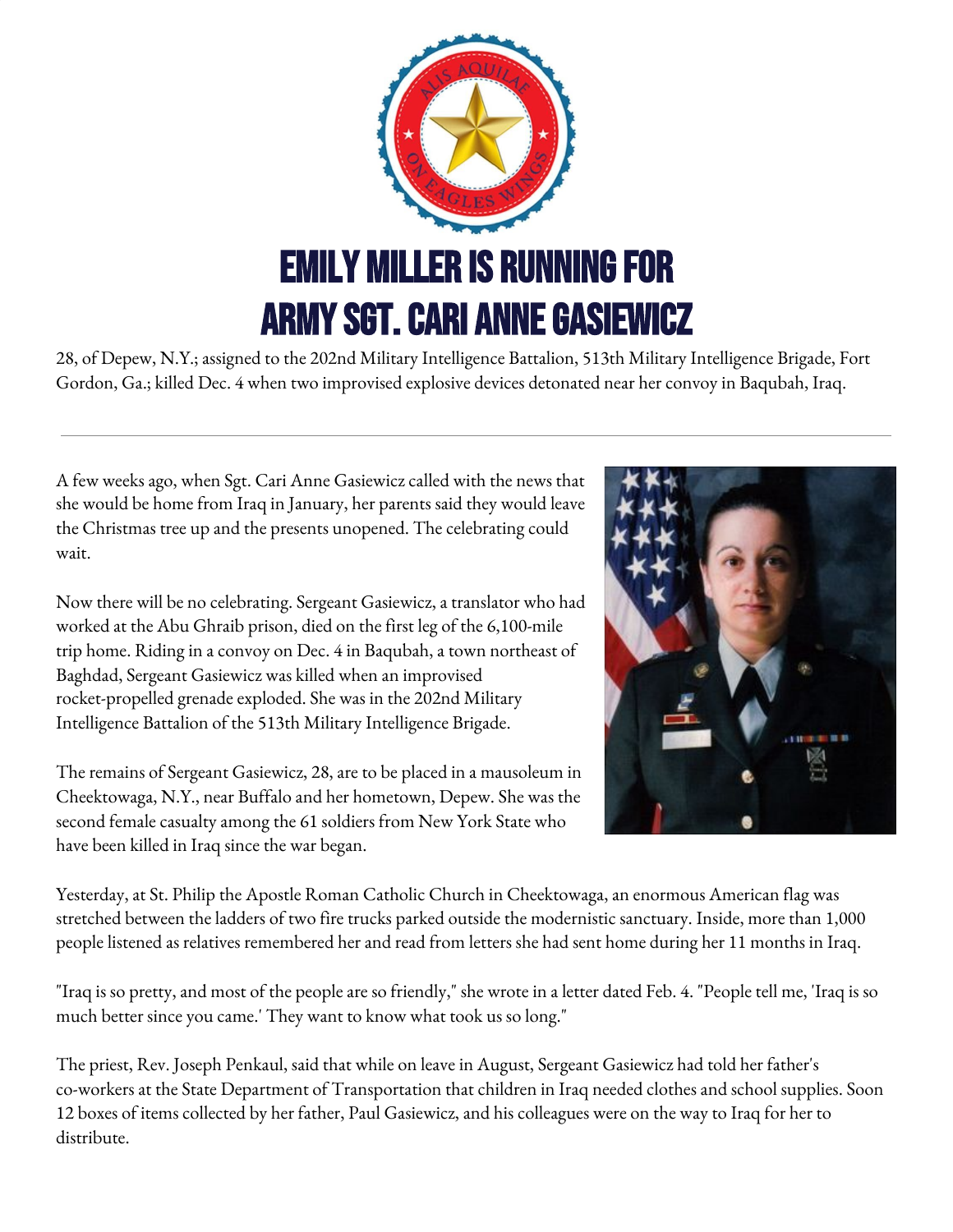# EMILY MILLER IS RUNNING FOR ARMY SGT. CARI ANNE GASIEWICZ

28, of Depew, N.Y.; assigned to the 202nd Military Intelligence Battalion, 513th Military Intelligence Brigade, Fort Gordon, Ga.; killed Dec. 4 when two improvised explosive devices detonated near her convoy in Baqubah, Iraq.

---

A few weeks ago, when Sgt. Cari Anne Gasiewicz called with the news that she would be home from Iraq in January, her parents said they would leave the Christmas tree up and the presents unopened. The celebrating could wait.

Now there will be no celebrating. Sergeant Gasiewicz, a translator who had worked at the Abu Ghraib prison, died on the first leg of the 6,100-mile trip home. Riding in a convoy on Dec. 4 in Baqubah, a town northeast of Baghdad, Sergeant Gasiewicz was killed when an improvised rocket-propelled grenade exploded. She was in the 202nd Military Intelligence Battalion of the 513th Military Intelligence Brigade.

The remains of Sergeant Gasiewicz, 28, are to be placed in a mausoleum in Cheektowaga, N.Y., near Buffalo and her hometown, Depew. She was the second female casualty among the 61 soldiers from New York State who have been killed in Iraq since the war began.

Yesterday, at St. Philip the Apostle Roman Catholic Church in Cheektowaga, an enormous American flag was stretched between the ladders of two fire trucks parked outside the modernistic sanctuary. Inside, more than 1,000 people listened as relatives remembered her and read from letters she had sent home during her 11 months in Iraq.

"Iraq is so pretty, and most of the people are so friendly," she wrote in a letter dated Feb. 4. "People tell me, 'Iraq is so much better since you came.' They want to know what took us so long."

The priest, Rev. Joseph Penkaul, said that while on leave in August, Sergeant Gasiewicz had told her father's co-workers at the State Department of Transportation that children in Iraq needed clothes and school supplies. Soon 12 boxes of items collected by her father, Paul Gasiewicz, and his colleagues were on the way to Iraq for her to distribute.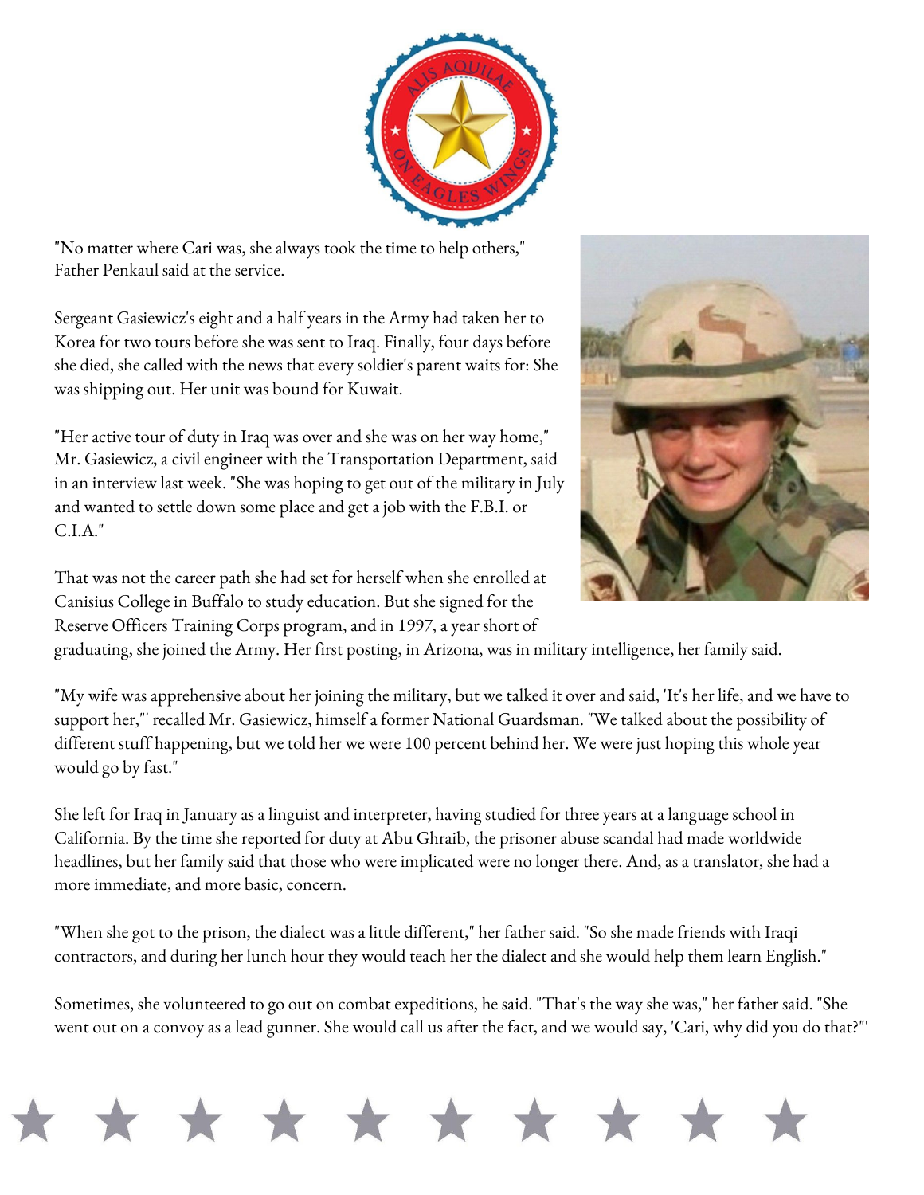"No matter where Cari was, she always took the time to help others," Father Penkaul said at the service.

Sergeant Gasiewicz's eight and a half years in the Army had taken her to Korea for two tours before she was sent to Iraq. Finally, four days before she died, she called with the news that every soldier's parent waits for: She was shipping out. Her unit was bound for Kuwait.

"Her active tour of duty in Iraq was over and she was on her way home," Mr. Gasiewicz, a civil engineer with the Transportation Department, said in an interview last week. "She was hoping to get out of the military in July and wanted to settle down some place and get a job with the F.B.I. or C.I.A."

That was not the career path she had set for herself when she enrolled at Canisius College in Buffalo to study education. But she signed for the Reserve Officers Training Corps program, and in 1997, a year short of graduating, she joined the Army. Her first posting, in Arizona, was in military intelligence, her family said.

"My wife was apprehensive about her joining the military, but we talked it over and said, 'It's her life, and we have to support her,'" recalled Mr. Gasiewicz, himself a former National Guardsman. "We talked about the possibility of different stuff happening, but we told her we were 100 percent behind her. We were just hoping this whole year would go by fast."

She left for Iraq in January as a linguist and interpreter, having studied for three years at a language school in California. By the time she reported for duty at Abu Ghraib, the prisoner abuse scandal had made worldwide headlines, but her family said that those who were implicated were no longer there. And, as a translator, she had a more immediate, and more basic, concern.

"When she got to the prison, the dialect was a little different," her father said. "So she made friends with Iraqi contractors, and during her lunch hour they would teach her the dialect and she would help them learn English."

Sometimes, she volunteered to go out on combat expeditions, he said. "That's the way she was," her father said. "She went out on a convoy as a lead gunner. She would call us after the fact, and we would say, 'Cari, why did you do that?'"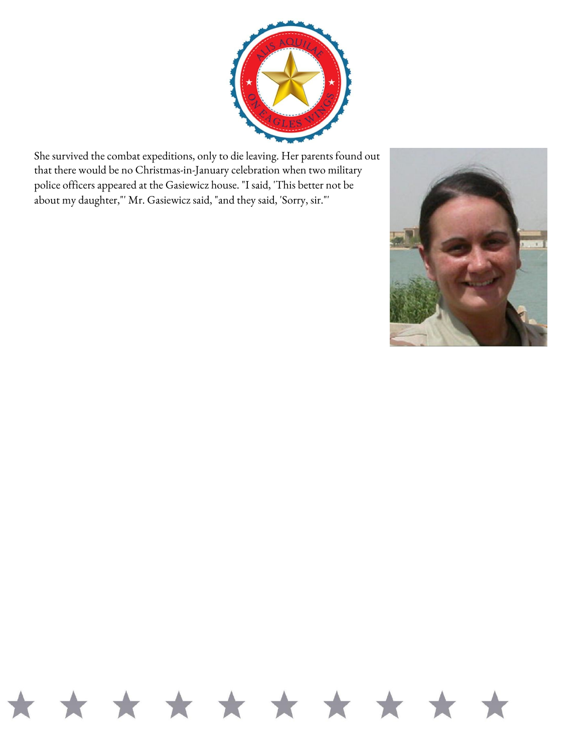She survived the combat expeditions, only to die leaving. Her parents found out that there would be no Christmas-in-January celebration when two military police officers appeared at the Gasiewicz house. "I said, 'This better not be about my daughter,"' Mr. Gasiewicz said, "and they said, 'Sorry, sir."'